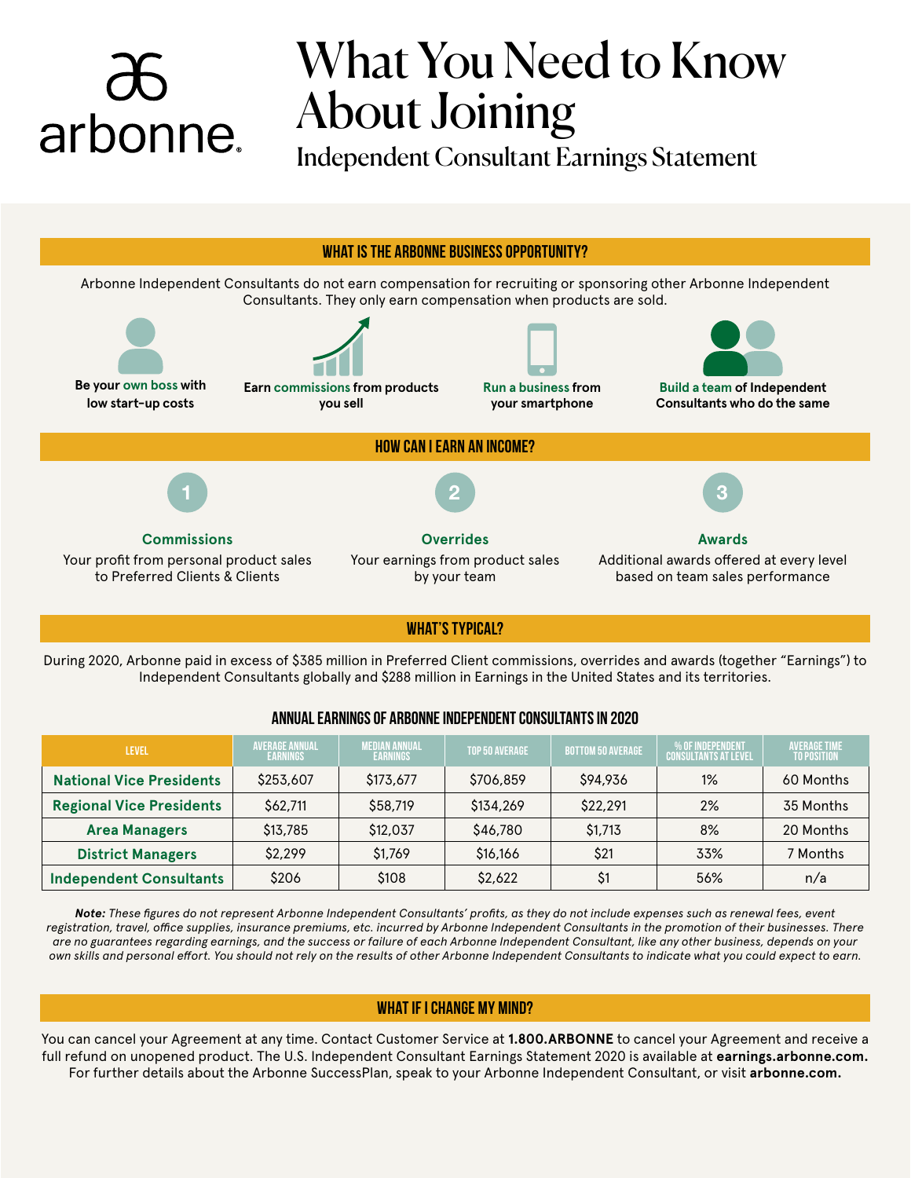arbonne

# What You Need to Know About Joining

## Independent Consultant Earnings Statement

### WHAT IS THE ARBONNE BUSINESS OPPORTUNITY?

Arbonne Independent Consultants do not earn compensation for recruiting or sponsoring other Arbonne Independent Consultants. They only earn compensation when products are sold.

**Be your own boss with low start-up costs**

**Earn commissions from products you sell**

**Run a business from your smartphone**

**Build a team of Independent Consultants who do the same**

### HOW CAN I EARN AN INCOME?

1

**Commissions**

Your profit from personal product sales to Preferred Clients & Clients

2

**Overrides**

Your earnings from product sales by your team

3

**Awards**

Additional awards offered at every level based on team sales performance

### WHAT'S TYPICAL?

During 2020, Arbonne paid in excess of $385 million in Preferred Client commissions, overrides and awards (together "Earnings") to Independent Consultants globally and $288 million in Earnings in the United States and its territories.

#### ANNUAL EARNINGS OF ARBONNE INDEPENDENT CONSULTANTS IN 2020

| LEVEL | AVERAGE ANNUAL EARNINGS | MEDIAN ANNUAL EARNINGS | TOP 50 AVERAGE | BOTTOM 50 AVERAGE | % OF INDEPENDENT CONSULTANTS AT LEVEL | AVERAGE TIME TO POSITION |
|---|---|---|---|---|---|---|
| National Vice Presidents | $253,607 | $173,677 | $706,859 | $94,936 | 1% | 60 Months |
| Regional Vice Presidents | $62,711 | $58,719 | $134,269 | $22,291 | 2% | 35 Months |
| Area Managers | $13,785 | $12,037 | $46,780 | $1,713 | 8% | 20 Months |
| District Managers | $2,299 | $1,769 | $16,166 | $21 | 33% | 7 Months |
| Independent Consultants | $206 | $108 | $2,622 | $1 | 56% | n/a |

***Note:*** *These figures do not represent Arbonne Independent Consultants' profits, as they do not include expenses such as renewal fees, event registration, travel, office supplies, insurance premiums, etc. incurred by Arbonne Independent Consultants in the promotion of their businesses. There are no guarantees regarding earnings, and the success or failure of each Arbonne Independent Consultant, like any other business, depends on your own skills and personal effort. You should not rely on the results of other Arbonne Independent Consultants to indicate what you could expect to earn.*

### WHAT IF I CHANGE MY MIND?

You can cancel your Agreement at any time. Contact Customer Service at **1.800.ARBONNE** to cancel your Agreement and receive a full refund on unopened product. The U.S. Independent Consultant Earnings Statement 2020 is available at **earnings.arbonne.com.** For further details about the Arbonne SuccessPlan, speak to your Arbonne Independent Consultant, or visit **arbonne.com.**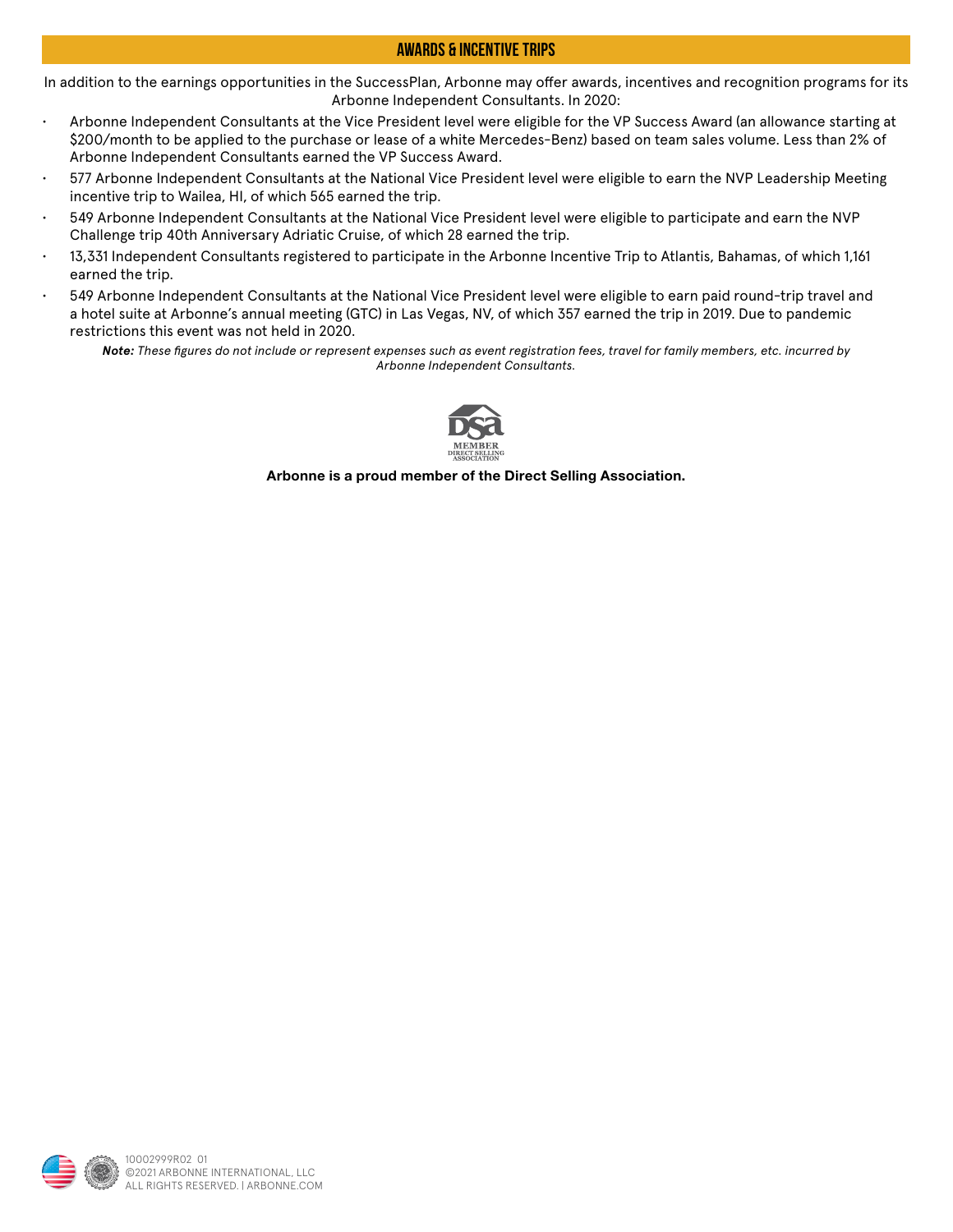## AWARDS & INCENTIVE TRIPS

In addition to the earnings opportunities in the SuccessPlan, Arbonne may offer awards, incentives and recognition programs for its Arbonne Independent Consultants. In 2020:

- Arbonne Independent Consultants at the Vice President level were eligible for the VP Success Award (an allowance starting at $200/month to be applied to the purchase or lease of a white Mercedes-Benz) based on team sales volume. Less than 2% of Arbonne Independent Consultants earned the VP Success Award.
- 577 Arbonne Independent Consultants at the National Vice President level were eligible to earn the NVP Leadership Meeting incentive trip to Wailea, HI, of which 565 earned the trip.
- 549 Arbonne Independent Consultants at the National Vice President level were eligible to participate and earn the NVP Challenge trip 40th Anniversary Adriatic Cruise, of which 28 earned the trip.
- 13,331 Independent Consultants registered to participate in the Arbonne Incentive Trip to Atlantis, Bahamas, of which 1,161 earned the trip.
- 549 Arbonne Independent Consultants at the National Vice President level were eligible to earn paid round-trip travel and a hotel suite at Arbonne's annual meeting (GTC) in Las Vegas, NV, of which 357 earned the trip in 2019. Due to pandemic restrictions this event was not held in 2020.

***Note:** These figures do not include or represent expenses such as event registration fees, travel for family members, etc. incurred by Arbonne Independent Consultants.*

DSA MEMBER DIRECT SELLING ASSOCIATION

**Arbonne is a proud member of the Direct Selling Association.**

10002999R02 01
©2021 ARBONNE INTERNATIONAL, LLC
ALL RIGHTS RESERVED. | ARBONNE.COM